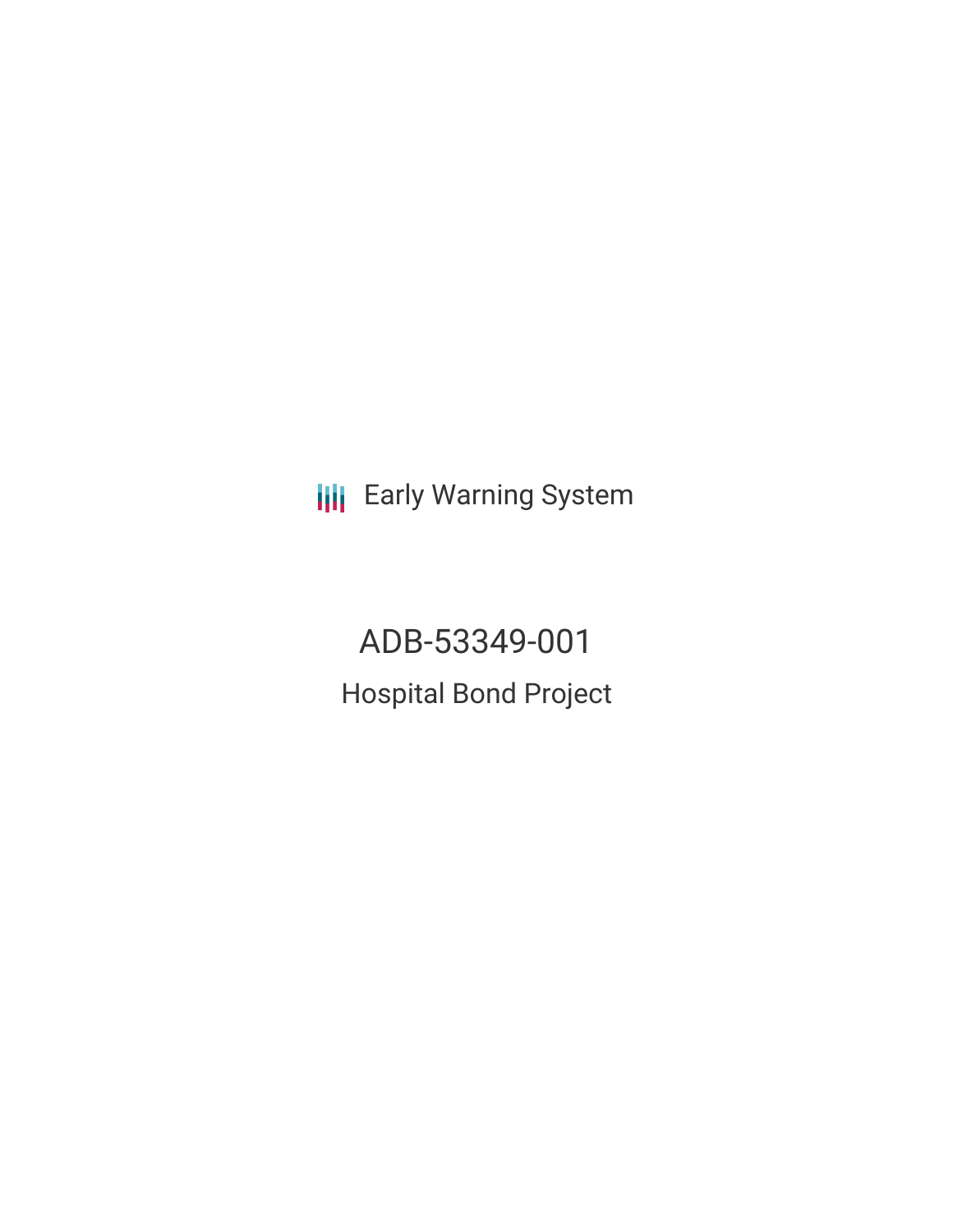Early Warning System

# ADB-53349-001

## Hospital Bond Project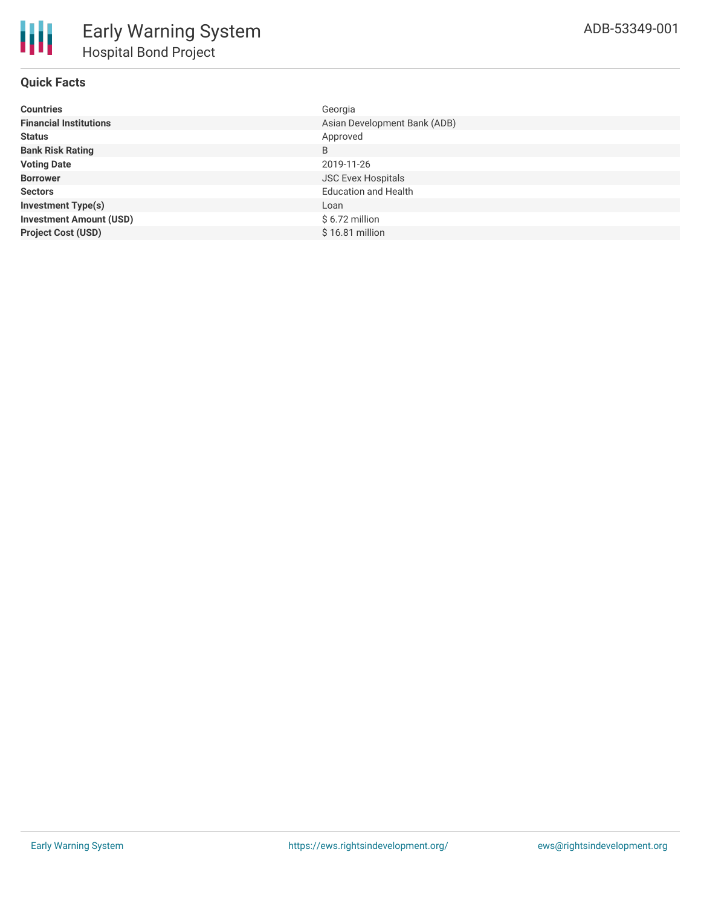# Early Warning System

## Hospital Bond Project

ADB-53349-001

### Quick Facts

| | |
|---|---|
| **Countries** | Georgia |
| **Financial Institutions** | Asian Development Bank (ADB) |
| **Status** | Approved |
| **Bank Risk Rating** | B |
| **Voting Date** | 2019-11-26 |
| **Borrower** | JSC Evex Hospitals |
| **Sectors** | Education and Health |
| **Investment Type(s)** | Loan |
| **Investment Amount (USD)** | $ 6.72 million |
| **Project Cost (USD)** | $ 16.81 million |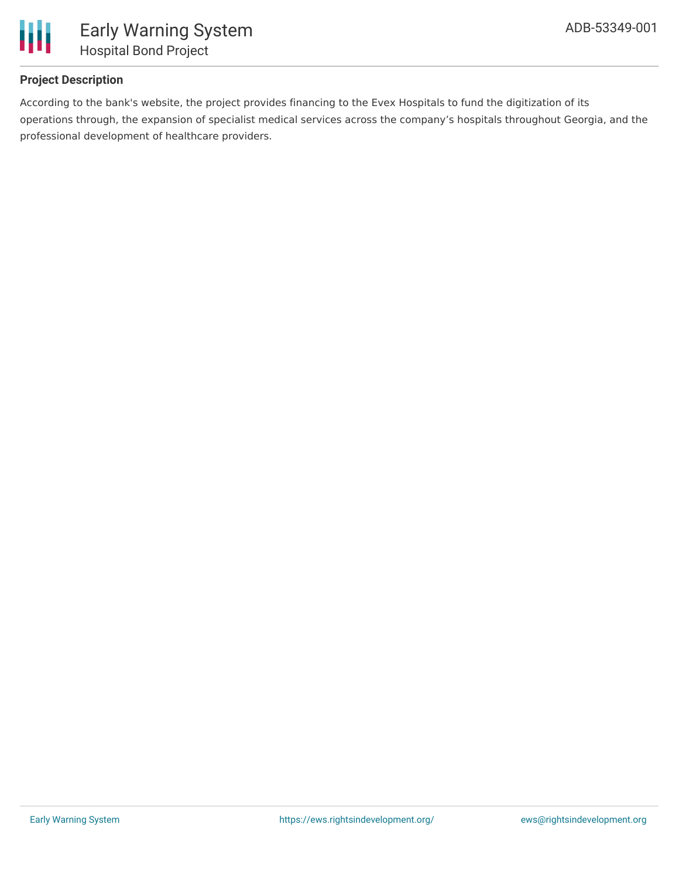## Project Description

According to the bank's website, the project provides financing to the Evex Hospitals to fund the digitization of its operations through, the expansion of specialist medical services across the company's hospitals throughout Georgia, and the professional development of healthcare providers.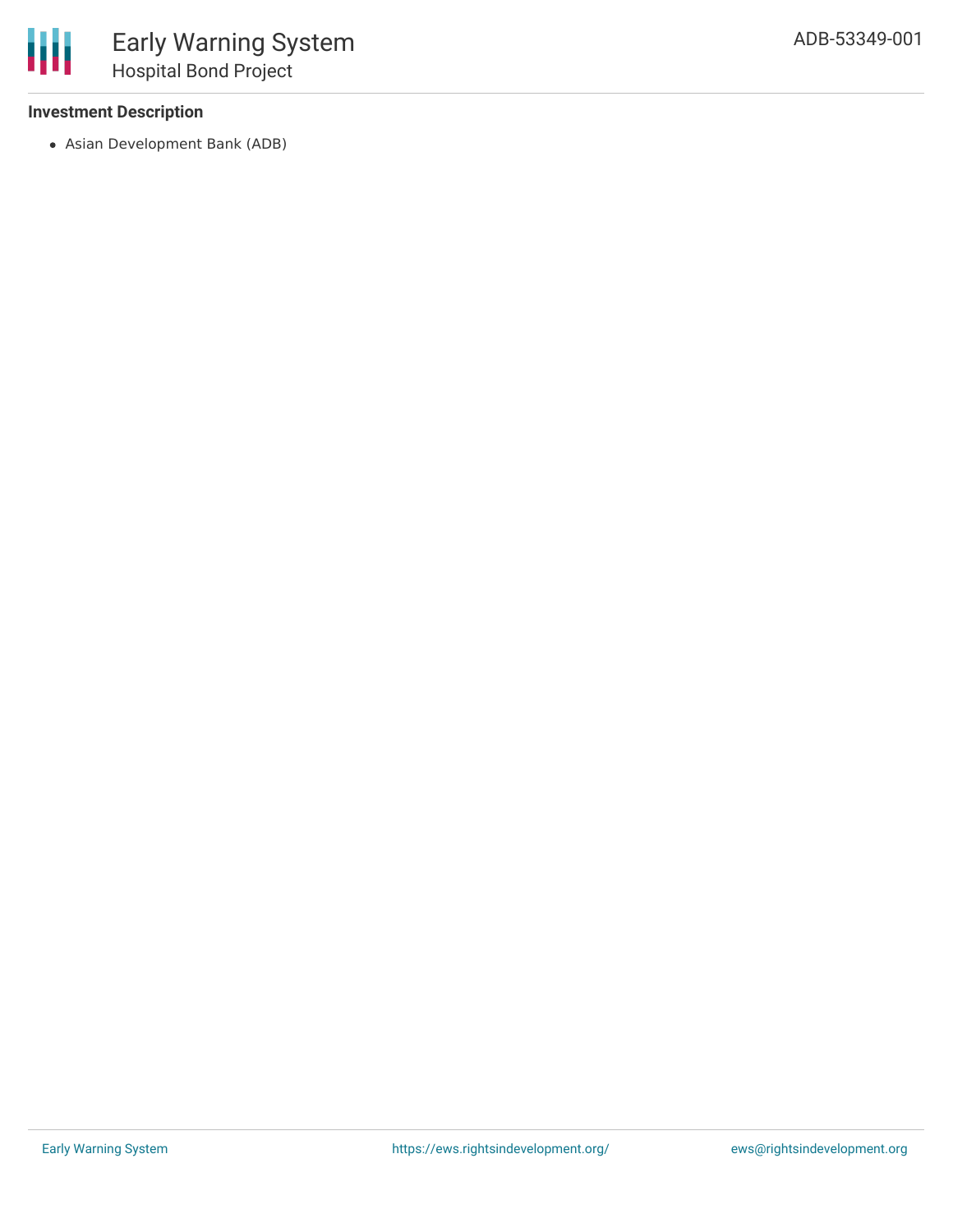### Investment Description

- Asian Development Bank (ADB)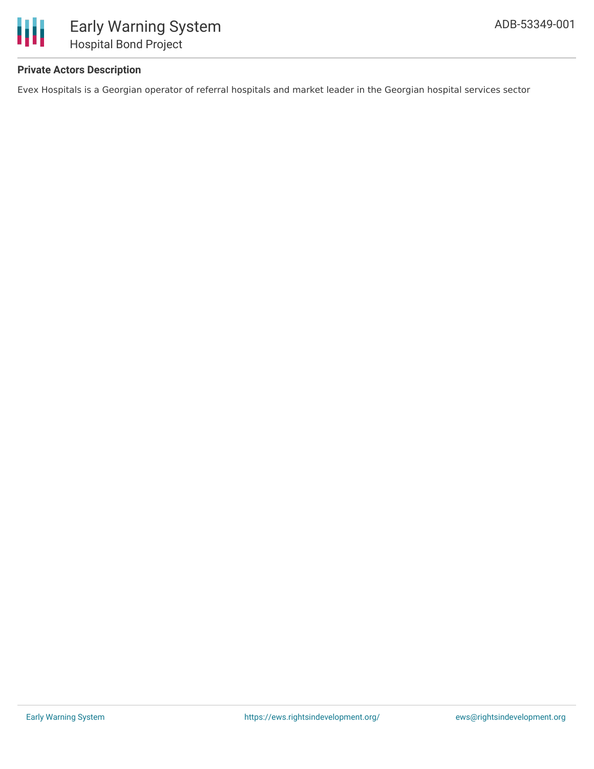**Private Actors Description**

Evex Hospitals is a Georgian operator of referral hospitals and market leader in the Georgian hospital services sector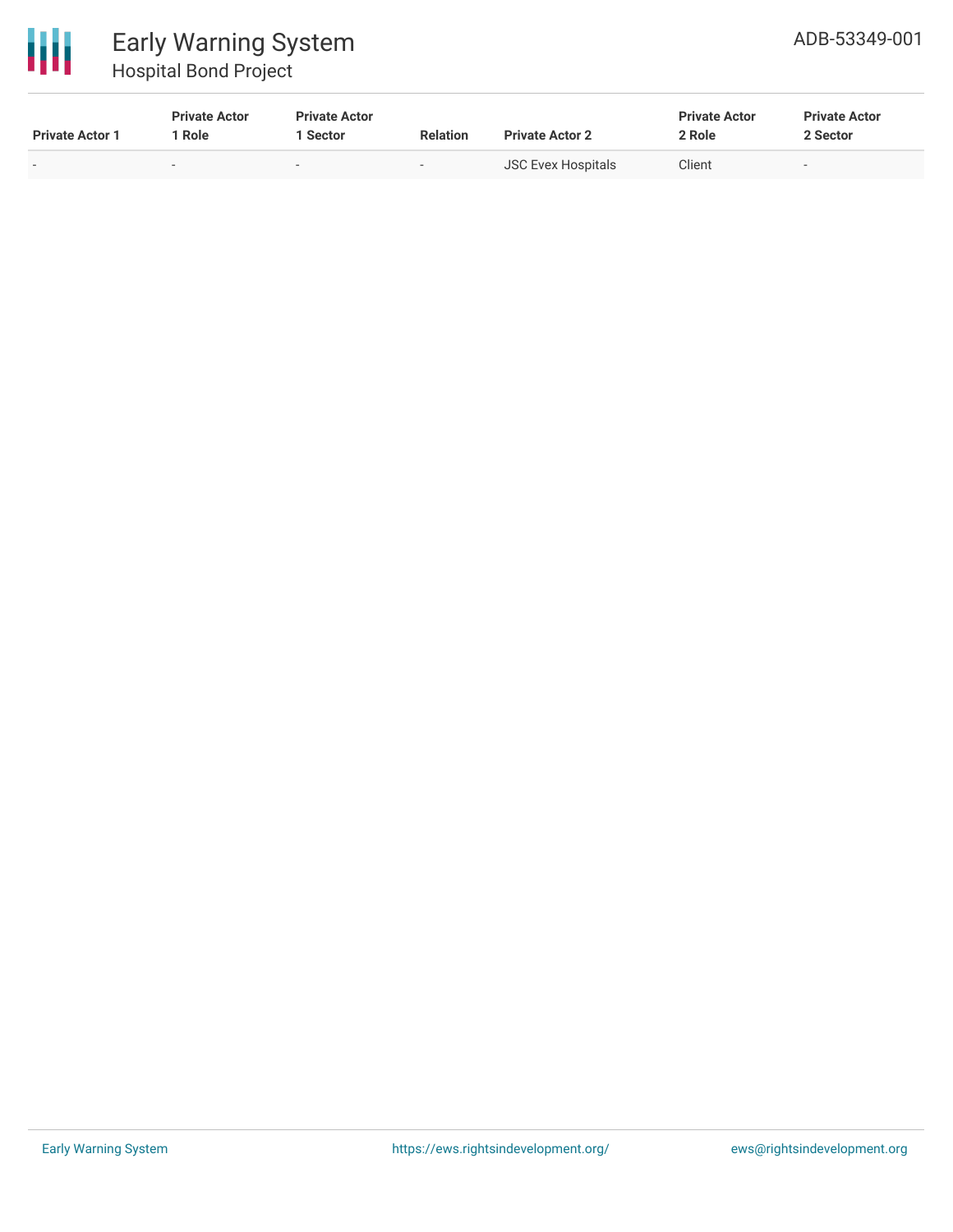| Private Actor 1 | Private Actor 1 Role | Private Actor 1 Sector | Relation | Private Actor 2 | Private Actor 2 Role | Private Actor 2 Sector |
|---|---|---|---|---|---|---|
| - | - | - | - | JSC Evex Hospitals | Client | - |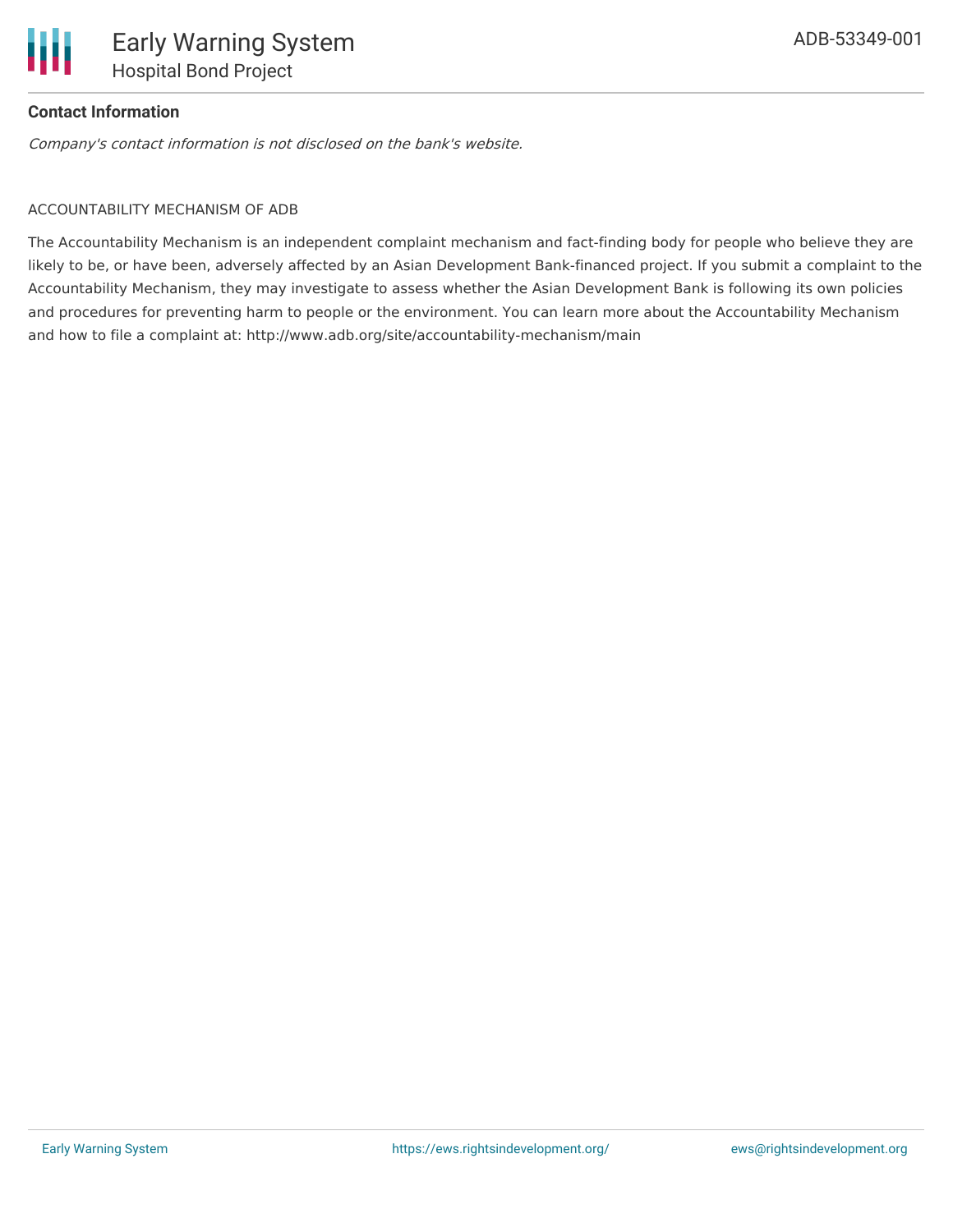**Contact Information**

*Company's contact information is not disclosed on the bank's website.*

ACCOUNTABILITY MECHANISM OF ADB

The Accountability Mechanism is an independent complaint mechanism and fact-finding body for people who believe they are likely to be, or have been, adversely affected by an Asian Development Bank-financed project. If you submit a complaint to the Accountability Mechanism, they may investigate to assess whether the Asian Development Bank is following its own policies and procedures for preventing harm to people or the environment. You can learn more about the Accountability Mechanism and how to file a complaint at: http://www.adb.org/site/accountability-mechanism/main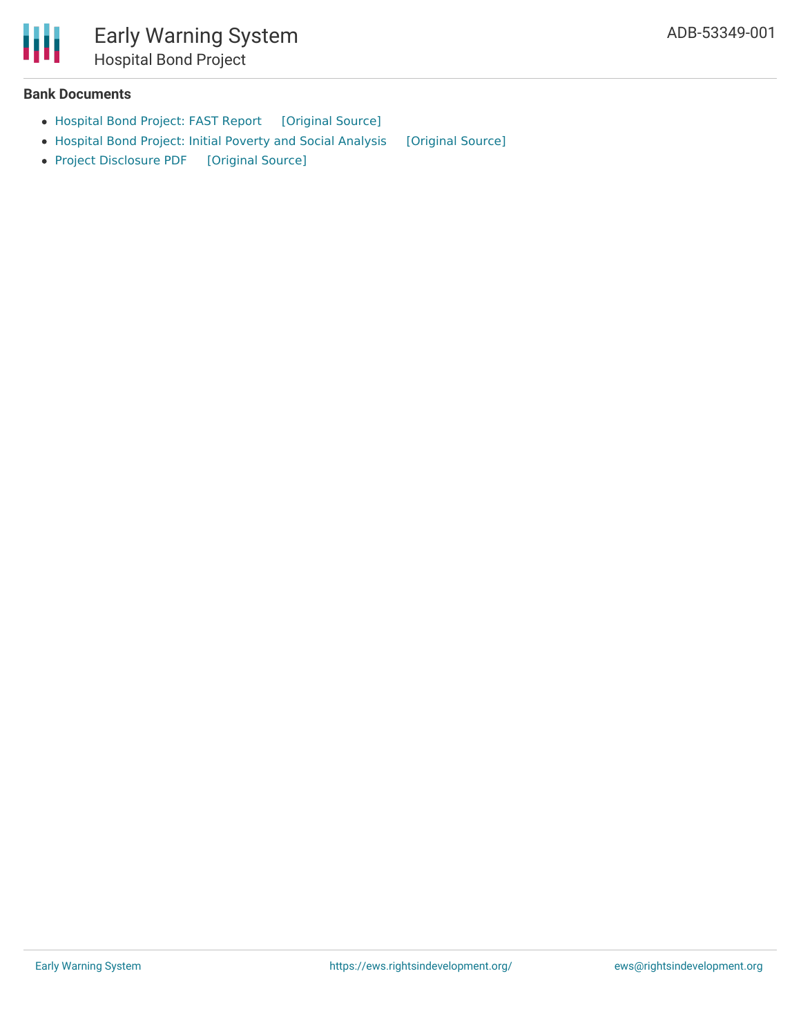**Bank Documents**

- Hospital Bond Project: FAST Report [Original Source]
- Hospital Bond Project: Initial Poverty and Social Analysis [Original Source]
- Project Disclosure PDF [Original Source]